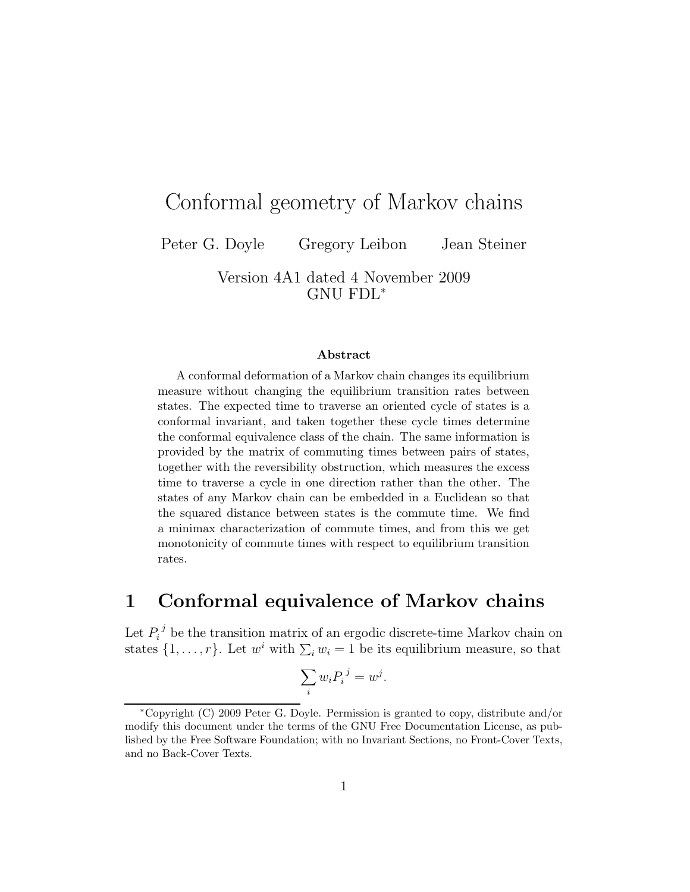# Conformal geometry of Markov chains

Peter G. Doyle  Gregory Leibon  Jean Steiner

Version 4A1 dated 4 November 2009
GNU FDL*

**Abstract**

A conformal deformation of a Markov chain changes its equilibrium measure without changing the equilibrium transition rates between states. The expected time to traverse an oriented cycle of states is a conformal invariant, and taken together these cycle times determine the conformal equivalence class of the chain. The same information is provided by the matrix of commuting times between pairs of states, together with the reversibility obstruction, which measures the excess time to traverse a cycle in one direction rather than the other. The states of any Markov chain can be embedded in a Euclidean so that the squared distance between states is the commute time. We find a minimax characterization of commute times, and from this we get monotonicity of commute times with respect to equilibrium transition rates.

## 1 Conformal equivalence of Markov chains

Let ${P_i}^j$ be the transition matrix of an ergodic discrete-time Markov chain on states $\{1, \ldots, r\}$. Let $w^i$ with $\sum_i w_i = 1$ be its equilibrium measure, so that

$$\sum_i w_i {P_i}^j = w^j.$$

*Copyright (C) 2009 Peter G. Doyle. Permission is granted to copy, distribute and/or modify this document under the terms of the GNU Free Documentation License, as published by the Free Software Foundation; with no Invariant Sections, no Front-Cover Texts, and no Back-Cover Texts.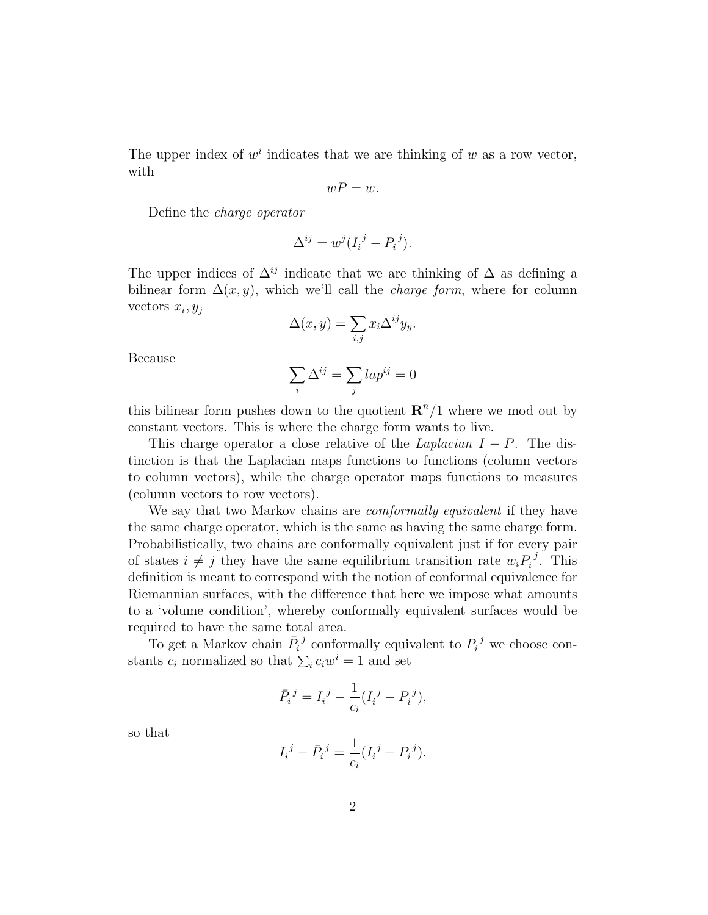The upper index of $w^i$ indicates that we are thinking of $w$ as a row vector, with

$$wP = w.$$

Define the *charge operator*

$$\Delta^{ij} = w^j (I_i{}^j - P_i{}^j).$$

The upper indices of $\Delta^{ij}$ indicate that we are thinking of $\Delta$ as defining a bilinear form $\Delta(x, y)$, which we'll call the *charge form*, where for column vectors $x_i, y_j$

$$\Delta(x, y) = \sum_{i,j} x_i \Delta^{ij} y_y.$$

Because

$$\sum_i \Delta^{ij} = \sum_j lap^{ij} = 0$$

this bilinear form pushes down to the quotient $\mathbf{R}^n/1$ where we mod out by constant vectors. This is where the charge form wants to live.

This charge operator a close relative of the *Laplacian* $I - P$. The distinction is that the Laplacian maps functions to functions (column vectors to column vectors), while the charge operator maps functions to measures (column vectors to row vectors).

We say that two Markov chains are *comformally equivalent* if they have the same charge operator, which is the same as having the same charge form. Probabilistically, two chains are conformally equivalent just if for every pair of states $i \neq j$ they have the same equilibrium transition rate $w_i P_i{}^j$. This definition is meant to correspond with the notion of conformal equivalence for Riemannian surfaces, with the difference that here we impose what amounts to a 'volume condition', whereby conformally equivalent surfaces would be required to have the same total area.

To get a Markov chain $\bar{P}_i{}^j$ conformally equivalent to $P_i{}^j$ we choose constants $c_i$ normalized so that $\sum_i c_i w^i = 1$ and set

$$\bar{P}_i{}^j = I_i{}^j - \frac{1}{c_i}(I_i{}^j - P_i{}^j),$$

so that

$$I_i{}^j - \bar{P}_i{}^j = \frac{1}{c_i}(I_i{}^j - P_i{}^j).$$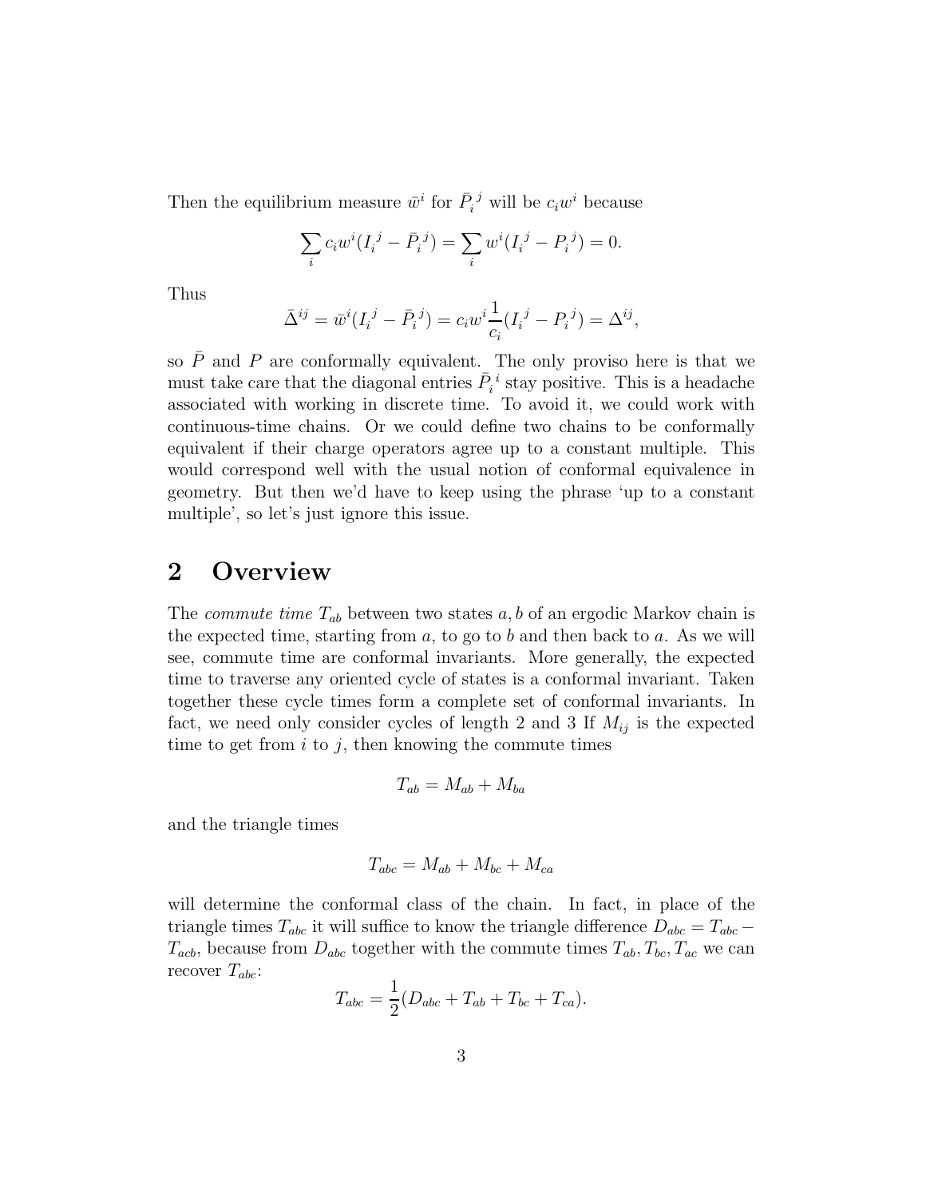Then the equilibrium measure $\bar{w}^i$ for $\bar{P}_i{}^j$ will be $c_i w^i$ because

$$\sum_i c_i w^i (I_i{}^j - \bar{P}_i{}^j) = \sum_i w^i (I_i{}^j - P_i{}^j) = 0.$$

Thus

$$\bar{\Delta}^{ij} = \bar{w}^i (I_i{}^j - \bar{P}_i{}^j) = c_i w^i \frac{1}{c_i} (I_i{}^j - P_i{}^j) = \Delta^{ij},$$

so $\bar{P}$ and $P$ are conformally equivalent. The only proviso here is that we must take care that the diagonal entries $\bar{P}_i{}^i$ stay positive. This is a headache associated with working in discrete time. To avoid it, we could work with continuous-time chains. Or we could define two chains to be conformally equivalent if their charge operators agree up to a constant multiple. This would correspond well with the usual notion of conformal equivalence in geometry. But then we'd have to keep using the phrase 'up to a constant multiple', so let's just ignore this issue.

## 2 Overview

The *commute time* $T_{ab}$ between two states $a, b$ of an ergodic Markov chain is the expected time, starting from $a$, to go to $b$ and then back to $a$. As we will see, commute time are conformal invariants. More generally, the expected time to traverse any oriented cycle of states is a conformal invariant. Taken together these cycle times form a complete set of conformal invariants. In fact, we need only consider cycles of length 2 and 3 If $M_{ij}$ is the expected time to get from $i$ to $j$, then knowing the commute times

$$T_{ab} = M_{ab} + M_{ba}$$

and the triangle times

$$T_{abc} = M_{ab} + M_{bc} + M_{ca}$$

will determine the conformal class of the chain. In fact, in place of the triangle times $T_{abc}$ it will suffice to know the triangle difference $D_{abc} = T_{abc} - T_{acb}$, because from $D_{abc}$ together with the commute times $T_{ab}, T_{bc}, T_{ac}$ we can recover $T_{abc}$:

$$T_{abc} = \frac{1}{2}(D_{abc} + T_{ab} + T_{bc} + T_{ca}).$$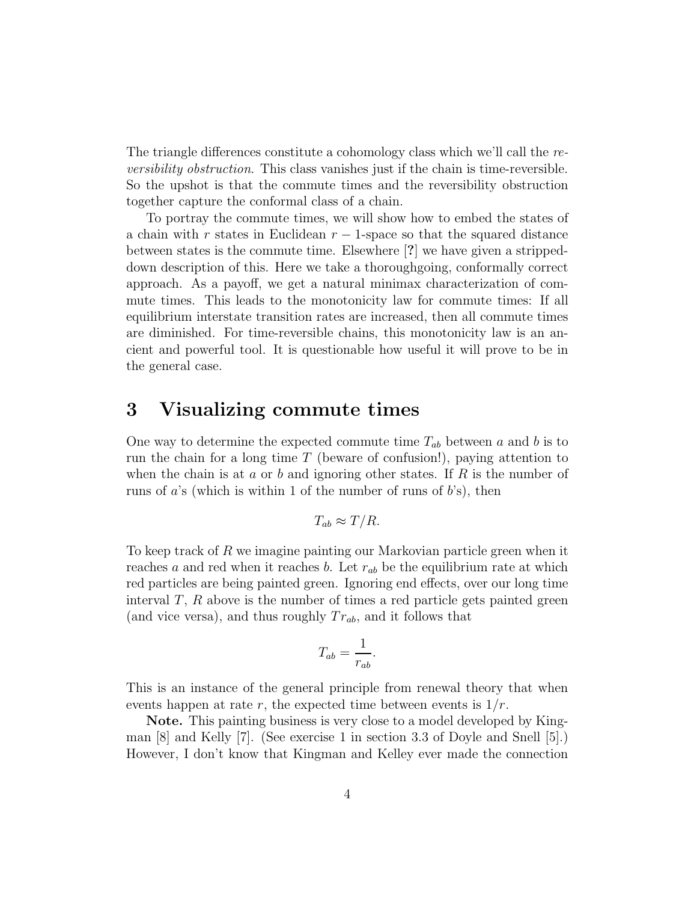The triangle differences constitute a cohomology class which we'll call the *reversibility obstruction*. This class vanishes just if the chain is time-reversible. So the upshot is that the commute times and the reversibility obstruction together capture the conformal class of a chain.

To portray the commute times, we will show how to embed the states of a chain with $r$ states in Euclidean $r-1$-space so that the squared distance between states is the commute time. Elsewhere [**?**] we have given a stripped-down description of this. Here we take a thoroughgoing, conformally correct approach. As a payoff, we get a natural minimax characterization of commute times. This leads to the monotonicity law for commute times: If all equilibrium interstate transition rates are increased, then all commute times are diminished. For time-reversible chains, this monotonicity law is an ancient and powerful tool. It is questionable how useful it will prove to be in the general case.

# 3 Visualizing commute times

One way to determine the expected commute time $T_{ab}$ between $a$ and $b$ is to run the chain for a long time $T$ (beware of confusion!), paying attention to when the chain is at $a$ or $b$ and ignoring other states. If $R$ is the number of runs of $a$'s (which is within 1 of the number of runs of $b$'s), then

$$T_{ab} \approx T/R.$$

To keep track of $R$ we imagine painting our Markovian particle green when it reaches $a$ and red when it reaches $b$. Let $r_{ab}$ be the equilibrium rate at which red particles are being painted green. Ignoring end effects, over our long time interval $T$, $R$ above is the number of times a red particle gets painted green (and vice versa), and thus roughly $Tr_{ab}$, and it follows that

$$T_{ab} = \frac{1}{r_{ab}}.$$

This is an instance of the general principle from renewal theory that when events happen at rate $r$, the expected time between events is $1/r$.

**Note.** This painting business is very close to a model developed by Kingman [8] and Kelly [7]. (See exercise 1 in section 3.3 of Doyle and Snell [5].) However, I don't know that Kingman and Kelley ever made the connection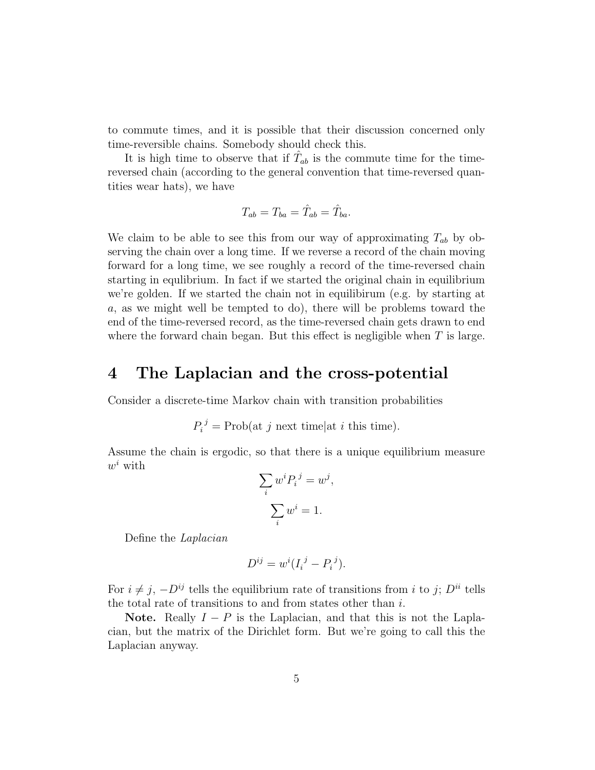to commute times, and it is possible that their discussion concerned only time-reversible chains. Somebody should check this.

It is high time to observe that if $\hat{T}_{ab}$ is the commute time for the time-reversed chain (according to the general convention that time-reversed quantities wear hats), we have

$$T_{ab} = T_{ba} = \hat{T}_{ab} = \hat{T}_{ba}.$$

We claim to be able to see this from our way of approximating $T_{ab}$ by observing the chain over a long time. If we reverse a record of the chain moving forward for a long time, we see roughly a record of the time-reversed chain starting in equlibrium. In fact if we started the original chain in equilibrium we're golden. If we started the chain not in equilibirum (e.g. by starting at $a$, as we might well be tempted to do), there will be problems toward the end of the time-reversed record, as the time-reversed chain gets drawn to end where the forward chain began. But this effect is negligible when $T$ is large.

# 4 The Laplacian and the cross-potential

Consider a discrete-time Markov chain with transition probabilities

$$P_i^{\ j} = \text{Prob(at } j \text{ next time}|\text{at } i \text{ this time).}$$

Assume the chain is ergodic, so that there is a unique equilibrium measure $w^i$ with

$$\sum_i w^i P_i^{\ j} = w^j,$$

$$\sum_i w^i = 1.$$

Define the *Laplacian*

$$D^{ij} = w^i (I_i^{\ j} - P_i^{\ j}).$$

For $i \neq j$, $-D^{ij}$ tells the equilibrium rate of transitions from $i$ to $j$; $D^{ii}$ tells the total rate of transitions to and from states other than $i$.

**Note.** Really $I - P$ is the Laplacian, and that this is not the Laplacian, but the matrix of the Dirichlet form. But we're going to call this the Laplacian anyway.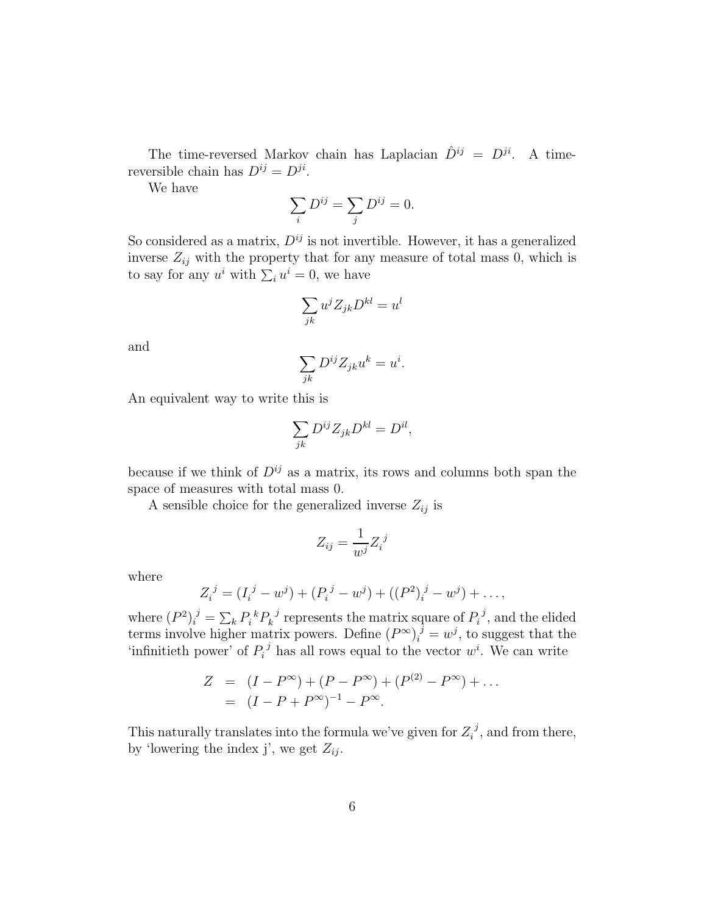The time-reversed Markov chain has Laplacian $\hat{D}^{ij} = D^{ji}$. A time-reversible chain has $D^{ij} = D^{ji}$.

We have

$$\sum_i D^{ij} = \sum_j D^{ij} = 0.$$

So considered as a matrix, $D^{ij}$ is not invertible. However, it has a generalized inverse $Z_{ij}$ with the property that for any measure of total mass 0, which is to say for any $u^i$ with $\sum_i u^i = 0$, we have

$$\sum_{jk} u^j Z_{jk} D^{kl} = u^l$$

and

$$\sum_{jk} D^{ij} Z_{jk} u^k = u^i.$$

An equivalent way to write this is

$$\sum_{jk} D^{ij} Z_{jk} D^{kl} = D^{il},$$

because if we think of $D^{ij}$ as a matrix, its rows and columns both span the space of measures with total mass 0.

A sensible choice for the generalized inverse $Z_{ij}$ is

$$Z_{ij} = \frac{1}{w^j} Z_i^{\ j}$$

where

$$Z_i^{\ j} = (I_i^{\ j} - w^j) + (P_i^{\ j} - w^j) + ((P^2)_i^{\ j} - w^j) + \ldots,$$

where $(P^2)_i^{\ j} = \sum_k P_i^{\ k} P_k^{\ j}$ represents the matrix square of $P_i^{\ j}$, and the elided terms involve higher matrix powers. Define $(P^\infty)_i^{\ j} = w^j$, to suggest that the 'infinitieth power' of $P_i^{\ j}$ has all rows equal to the vector $w^i$. We can write

$$\begin{aligned} Z &= (I - P^\infty) + (P - P^\infty) + (P^{(2)} - P^\infty) + \ldots \\ &= (I - P + P^\infty)^{-1} - P^\infty. \end{aligned}$$

This naturally translates into the formula we've given for $Z_i^{\ j}$, and from there, by 'lowering the index j', we get $Z_{ij}$.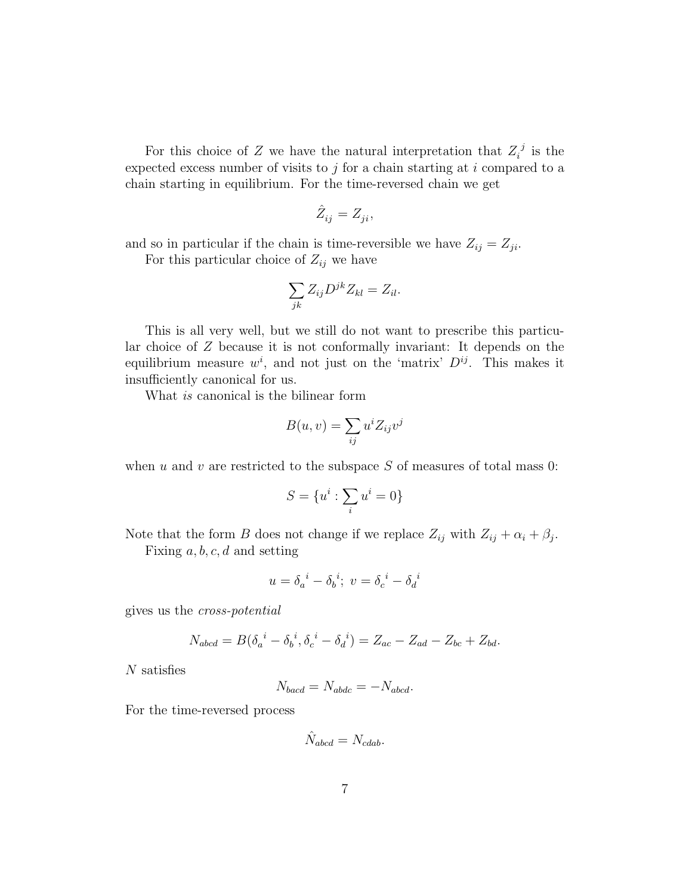For this choice of $Z$ we have the natural interpretation that $Z_i{}^j$ is the expected excess number of visits to $j$ for a chain starting at $i$ compared to a chain starting in equilibrium. For the time-reversed chain we get

$$\hat{Z}_{ij} = Z_{ji},$$

and so in particular if the chain is time-reversible we have $Z_{ij} = Z_{ji}$.

For this particular choice of $Z_{ij}$ we have

$$\sum_{jk} Z_{ij} D^{jk} Z_{kl} = Z_{il}.$$

This is all very well, but we still do not want to prescribe this particular choice of $Z$ because it is not conformally invariant: It depends on the equilibrium measure $w^i$, and not just on the 'matrix' $D^{ij}$. This makes it insufficiently canonical for us.

What *is* canonical is the bilinear form

$$B(u, v) = \sum_{ij} u^i Z_{ij} v^j$$

when $u$ and $v$ are restricted to the subspace $S$ of measures of total mass 0:

$$S = \{u^i : \sum_i u^i = 0\}$$

Note that the form $B$ does not change if we replace $Z_{ij}$ with $Z_{ij} + \alpha_i + \beta_j$.

Fixing $a, b, c, d$ and setting

$$u = \delta_a{}^i - \delta_b{}^i;\ v = \delta_c{}^i - \delta_d{}^i$$

gives us the *cross-potential*

$$N_{abcd} = B(\delta_a{}^i - \delta_b{}^i, \delta_c{}^i - \delta_d{}^i) = Z_{ac} - Z_{ad} - Z_{bc} + Z_{bd}.$$

$N$ satisfies

$$N_{bacd} = N_{abdc} = -N_{abcd}.$$

For the time-reversed process

$$\hat{N}_{abcd} = N_{cdab}.$$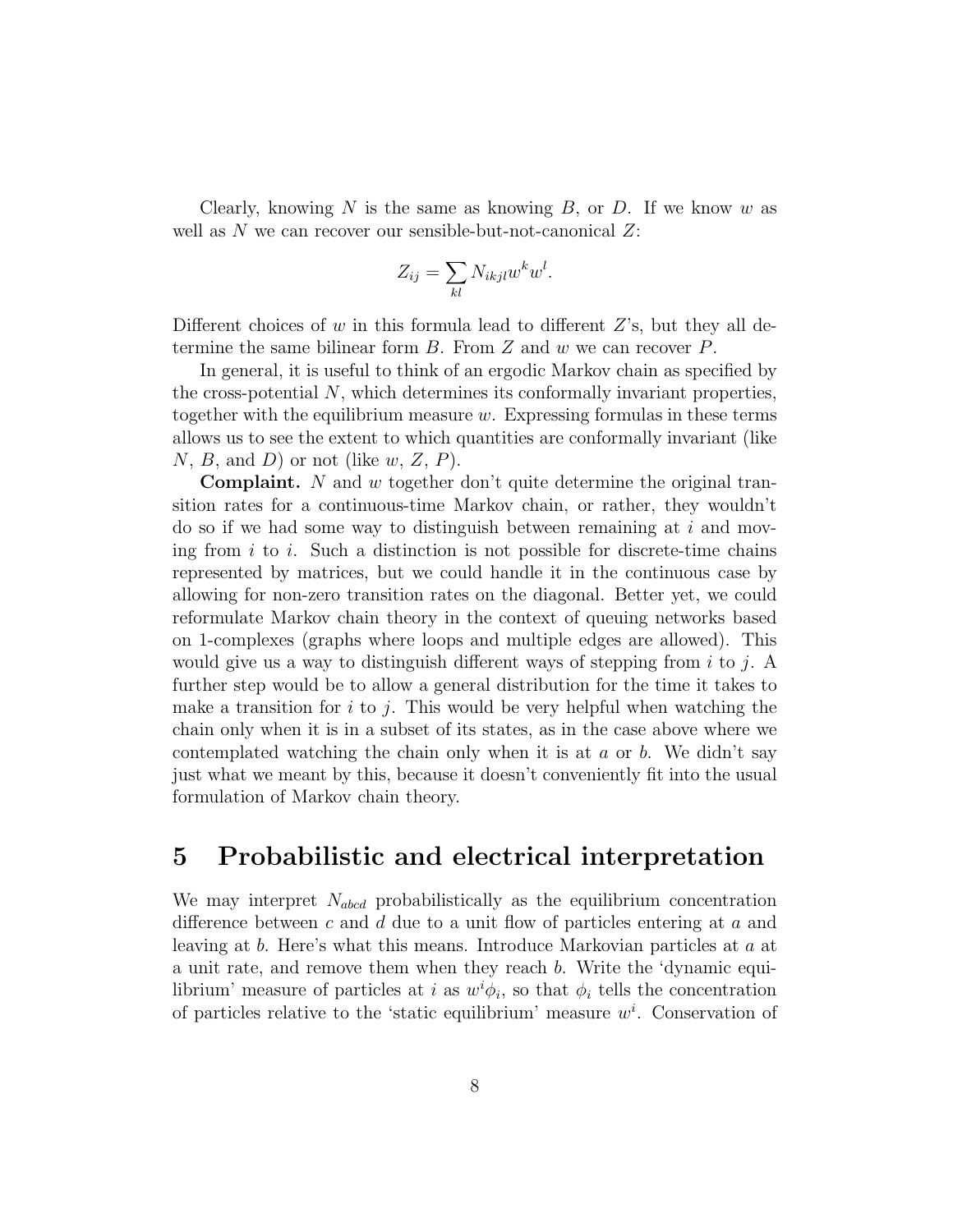Clearly, knowing $N$ is the same as knowing $B$, or $D$. If we know $w$ as well as $N$ we can recover our sensible-but-not-canonical $Z$:

$$Z_{ij} = \sum_{kl} N_{ikjl} w^k w^l.$$

Different choices of $w$ in this formula lead to different $Z$'s, but they all determine the same bilinear form $B$. From $Z$ and $w$ we can recover $P$.

In general, it is useful to think of an ergodic Markov chain as specified by the cross-potential $N$, which determines its conformally invariant properties, together with the equilibrium measure $w$. Expressing formulas in these terms allows us to see the extent to which quantities are conformally invariant (like $N$, $B$, and $D$) or not (like $w$, $Z$, $P$).

**Complaint.** $N$ and $w$ together don't quite determine the original transition rates for a continuous-time Markov chain, or rather, they wouldn't do so if we had some way to distinguish between remaining at $i$ and moving from $i$ to $i$. Such a distinction is not possible for discrete-time chains represented by matrices, but we could handle it in the continuous case by allowing for non-zero transition rates on the diagonal. Better yet, we could reformulate Markov chain theory in the context of queuing networks based on 1-complexes (graphs where loops and multiple edges are allowed). This would give us a way to distinguish different ways of stepping from $i$ to $j$. A further step would be to allow a general distribution for the time it takes to make a transition for $i$ to $j$. This would be very helpful when watching the chain only when it is in a subset of its states, as in the case above where we contemplated watching the chain only when it is at $a$ or $b$. We didn't say just what we meant by this, because it doesn't conveniently fit into the usual formulation of Markov chain theory.

# 5 Probabilistic and electrical interpretation

We may interpret $N_{abcd}$ probabilistically as the equilibrium concentration difference between $c$ and $d$ due to a unit flow of particles entering at $a$ and leaving at $b$. Here's what this means. Introduce Markovian particles at $a$ at a unit rate, and remove them when they reach $b$. Write the 'dynamic equilibrium' measure of particles at $i$ as $w^i \phi_i$, so that $\phi_i$ tells the concentration of particles relative to the 'static equilibrium' measure $w^i$. Conservation of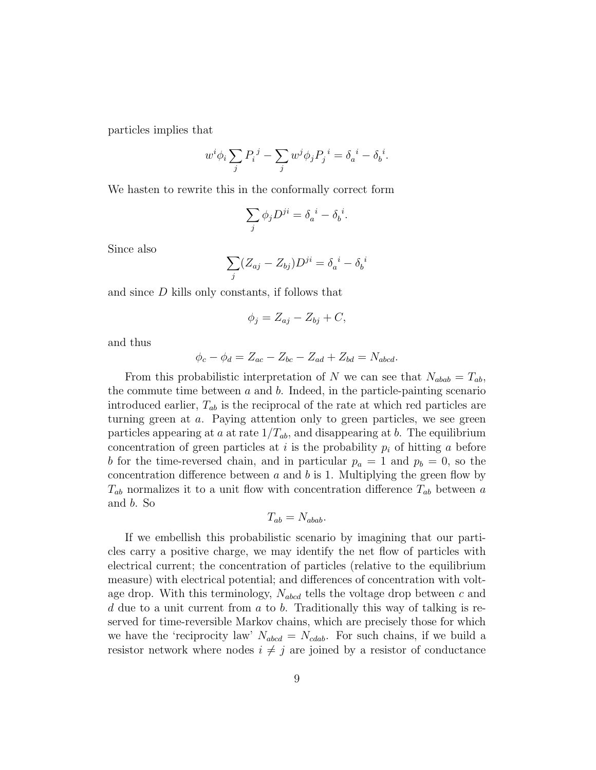particles implies that

$$w^i \phi_i \sum_j P_i^{\ j} - \sum_j w^j \phi_j P_j^{\ i} = \delta_a^{\ i} - \delta_b^{\ i}.$$

We hasten to rewrite this in the conformally correct form

$$\sum_j \phi_j D^{ji} = \delta_a^{\ i} - \delta_b^{\ i}.$$

Since also

$$\sum_j (Z_{aj} - Z_{bj}) D^{ji} = \delta_a^{\ i} - \delta_b^{\ i}$$

and since $D$ kills only constants, if follows that

$$\phi_j = Z_{aj} - Z_{bj} + C,$$

and thus

$$\phi_c - \phi_d = Z_{ac} - Z_{bc} - Z_{ad} + Z_{bd} = N_{abcd}.$$

From this probabilistic interpretation of $N$ we can see that $N_{abab} = T_{ab}$, the commute time between $a$ and $b$. Indeed, in the particle-painting scenario introduced earlier, $T_{ab}$ is the reciprocal of the rate at which red particles are turning green at $a$. Paying attention only to green particles, we see green particles appearing at $a$ at rate $1/T_{ab}$, and disappearing at $b$. The equilibrium concentration of green particles at $i$ is the probability $p_i$ of hitting $a$ before $b$ for the time-reversed chain, and in particular $p_a = 1$ and $p_b = 0$, so the concentration difference between $a$ and $b$ is 1. Multiplying the green flow by $T_{ab}$ normalizes it to a unit flow with concentration difference $T_{ab}$ between $a$ and $b$. So

$$T_{ab} = N_{abab}.$$

If we embellish this probabilistic scenario by imagining that our particles carry a positive charge, we may identify the net flow of particles with electrical current; the concentration of particles (relative to the equilibrium measure) with electrical potential; and differences of concentration with voltage drop. With this terminology, $N_{abcd}$ tells the voltage drop between $c$ and $d$ due to a unit current from $a$ to $b$. Traditionally this way of talking is reserved for time-reversible Markov chains, which are precisely those for which we have the 'reciprocity law' $N_{abcd} = N_{cdab}$. For such chains, if we build a resistor network where nodes $i \neq j$ are joined by a resistor of conductance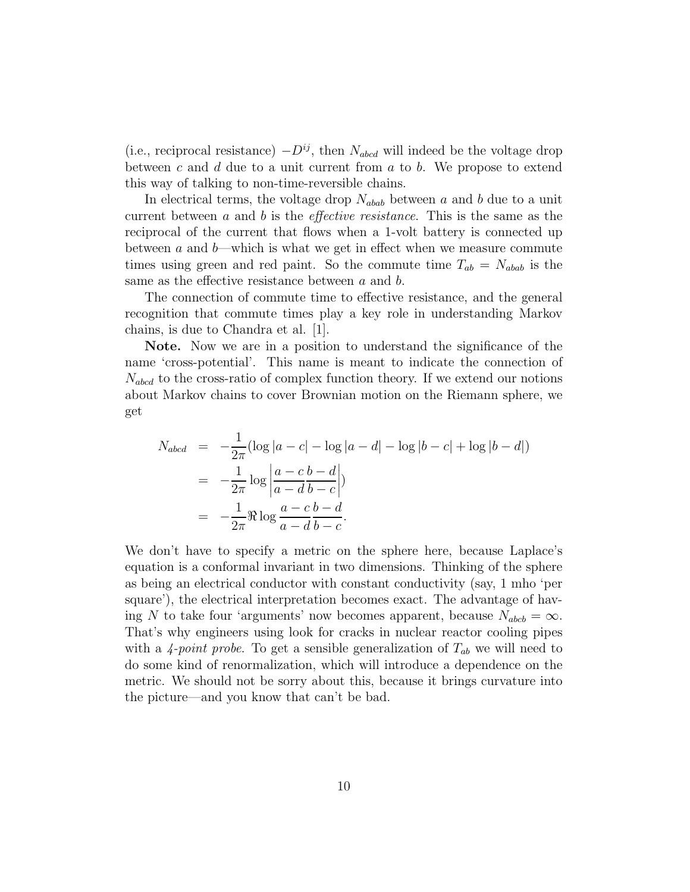(i.e., reciprocal resistance) $-D^{ij}$, then $N_{abcd}$ will indeed be the voltage drop between $c$ and $d$ due to a unit current from $a$ to $b$. We propose to extend this way of talking to non-time-reversible chains.

In electrical terms, the voltage drop $N_{abab}$ between $a$ and $b$ due to a unit current between $a$ and $b$ is the *effective resistance*. This is the same as the reciprocal of the current that flows when a 1-volt battery is connected up between $a$ and $b$—which is what we get in effect when we measure commute times using green and red paint. So the commute time $T_{ab} = N_{abab}$ is the same as the effective resistance between $a$ and $b$.

The connection of commute time to effective resistance, and the general recognition that commute times play a key role in understanding Markov chains, is due to Chandra et al. [1].

**Note.** Now we are in a position to understand the significance of the name 'cross-potential'. This name is meant to indicate the connection of $N_{abcd}$ to the cross-ratio of complex function theory. If we extend our notions about Markov chains to cover Brownian motion on the Riemann sphere, we get

$$
\begin{aligned}
N_{abcd} &= -\frac{1}{2\pi}(\log|a-c| - \log|a-d| - \log|b-c| + \log|b-d|) \\
&= -\frac{1}{2\pi}\log\left|\frac{a-c}{a-d}\frac{b-d}{b-c}\right|) \\
&= -\frac{1}{2\pi}\Re\log\frac{a-c}{a-d}\frac{b-d}{b-c}.
\end{aligned}
$$

We don't have to specify a metric on the sphere here, because Laplace's equation is a conformal invariant in two dimensions. Thinking of the sphere as being an electrical conductor with constant conductivity (say, 1 mho 'per square'), the electrical interpretation becomes exact. The advantage of having $N$ to take four 'arguments' now becomes apparent, because $N_{abcb} = \infty$. That's why engineers using look for cracks in nuclear reactor cooling pipes with a *4-point probe*. To get a sensible generalization of $T_{ab}$ we will need to do some kind of renormalization, which will introduce a dependence on the metric. We should not be sorry about this, because it brings curvature into the picture—and you know that can't be bad.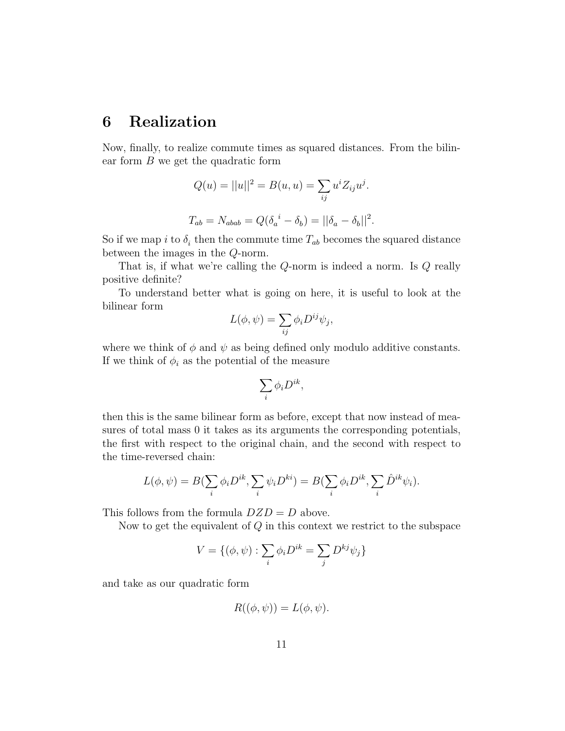## 6 Realization

Now, finally, to realize commute times as squared distances. From the bilinear form $B$ we get the quadratic form

$$Q(u) = ||u||^2 = B(u,u) = \sum_{ij} u^i Z_{ij} u^j.$$

$$T_{ab} = N_{abab} = Q(\delta_a{}^i - \delta_b) = ||\delta_a - \delta_b||^2.$$

So if we map $i$ to $\delta_i$ then the commute time $T_{ab}$ becomes the squared distance between the images in the $Q$-norm.

That is, if what we're calling the $Q$-norm is indeed a norm. Is $Q$ really positive definite?

To understand better what is going on here, it is useful to look at the bilinear form

$$L(\phi,\psi) = \sum_{ij} \phi_i D^{ij} \psi_j,$$

where we think of $\phi$ and $\psi$ as being defined only modulo additive constants. If we think of $\phi_i$ as the potential of the measure

$$\sum_i \phi_i D^{ik},$$

then this is the same bilinear form as before, except that now instead of measures of total mass 0 it takes as its arguments the corresponding potentials, the first with respect to the original chain, and the second with respect to the time-reversed chain:

$$L(\phi,\psi) = B(\sum_i \phi_i D^{ik}, \sum_i \psi_i D^{ki}) = B(\sum_i \phi_i D^{ik}, \sum_i \hat{D}^{ik}\psi_i).$$

This follows from the formula $DZD = D$ above.

Now to get the equivalent of $Q$ in this context we restrict to the subspace

$$V = \{(\phi,\psi) : \sum_i \phi_i D^{ik} = \sum_j D^{kj}\psi_j\}$$

and take as our quadratic form

$$R((\phi,\psi)) = L(\phi,\psi).$$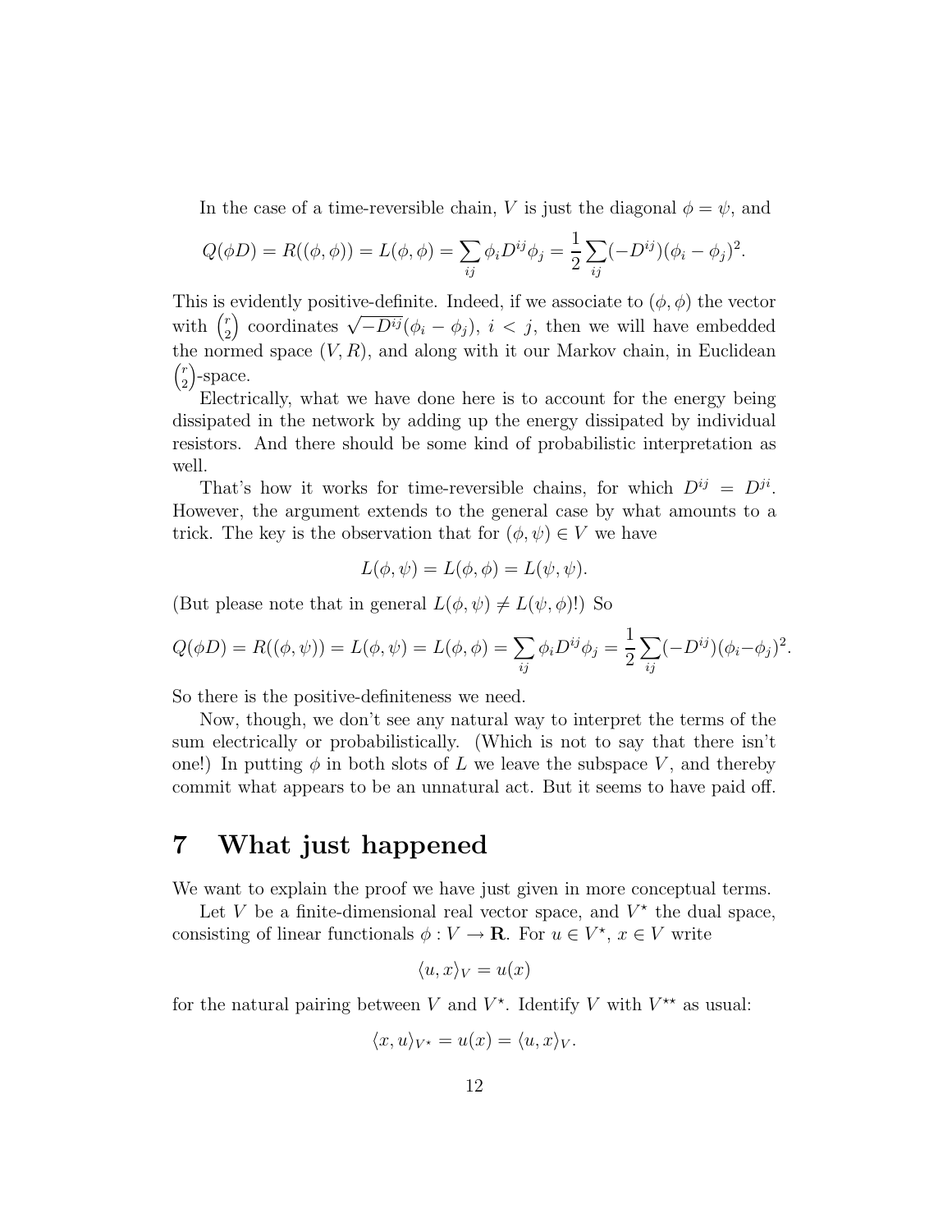In the case of a time-reversible chain, $V$ is just the diagonal $\phi = \psi$, and

$$Q(\phi D) = R((\phi, \phi)) = L(\phi, \phi) = \sum_{ij} \phi_i D^{ij} \phi_j = \frac{1}{2} \sum_{ij} (-D^{ij})(\phi_i - \phi_j)^2.$$

This is evidently positive-definite. Indeed, if we associate to $(\phi, \phi)$ the vector with $\binom{r}{2}$ coordinates $\sqrt{-D^{ij}}(\phi_i - \phi_j)$, $i < j$, then we will have embedded the normed space $(V, R)$, and along with it our Markov chain, in Euclidean $\binom{r}{2}$-space.

Electrically, what we have done here is to account for the energy being dissipated in the network by adding up the energy dissipated by individual resistors. And there should be some kind of probabilistic interpretation as well.

That's how it works for time-reversible chains, for which $D^{ij} = D^{ji}$. However, the argument extends to the general case by what amounts to a trick. The key is the observation that for $(\phi, \psi) \in V$ we have

$$L(\phi, \psi) = L(\phi, \phi) = L(\psi, \psi).$$

(But please note that in general $L(\phi, \psi) \neq L(\psi, \phi)$!) So

$$Q(\phi D) = R((\phi, \psi)) = L(\phi, \psi) = L(\phi, \phi) = \sum_{ij} \phi_i D^{ij} \phi_j = \frac{1}{2} \sum_{ij} (-D^{ij})(\phi_i - \phi_j)^2.$$

So there is the positive-definiteness we need.

Now, though, we don't see any natural way to interpret the terms of the sum electrically or probabilistically. (Which is not to say that there isn't one!) In putting $\phi$ in both slots of $L$ we leave the subspace $V$, and thereby commit what appears to be an unnatural act. But it seems to have paid off.

# 7 What just happened

We want to explain the proof we have just given in more conceptual terms.

Let $V$ be a finite-dimensional real vector space, and $V^\star$ the dual space, consisting of linear functionals $\phi : V \to \mathbf{R}$. For $u \in V^\star$, $x \in V$ write

$$\langle u, x \rangle_V = u(x)$$

for the natural pairing between $V$ and $V^\star$. Identify $V$ with $V^{\star\star}$ as usual:

$$\langle x, u \rangle_{V^\star} = u(x) = \langle u, x \rangle_V.$$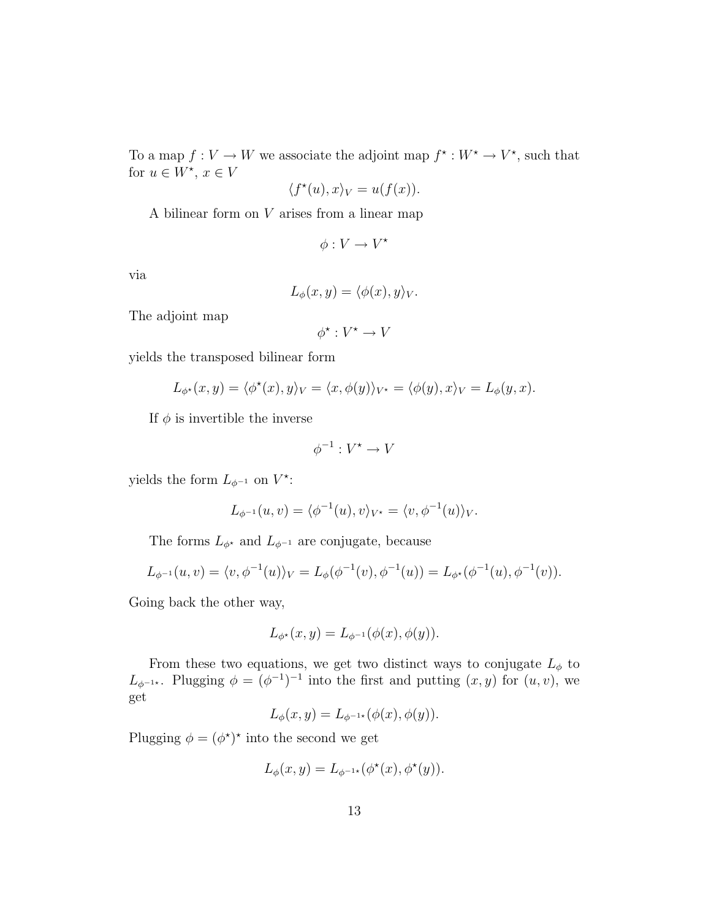To a map $f : V \to W$ we associate the adjoint map $f^\star : W^\star \to V^\star$, such that for $u \in W^\star$, $x \in V$

$$\langle f^\star(u), x \rangle_V = u(f(x)).$$

A bilinear form on $V$ arises from a linear map

$$\phi : V \to V^\star$$

via

$$L_\phi(x, y) = \langle \phi(x), y \rangle_V.$$

The adjoint map

$$\phi^\star : V^\star \to V$$

yields the transposed bilinear form

$$L_{\phi^\star}(x, y) = \langle \phi^\star(x), y \rangle_V = \langle x, \phi(y) \rangle_{V^\star} = \langle \phi(y), x \rangle_V = L_\phi(y, x).$$

If $\phi$ is invertible the inverse

$$\phi^{-1} : V^\star \to V$$

yields the form $L_{\phi^{-1}}$ on $V^\star$:

$$L_{\phi^{-1}}(u, v) = \langle \phi^{-1}(u), v \rangle_{V^\star} = \langle v, \phi^{-1}(u) \rangle_V.$$

The forms $L_{\phi^\star}$ and $L_{\phi^{-1}}$ are conjugate, because

$$L_{\phi^{-1}}(u, v) = \langle v, \phi^{-1}(u) \rangle_V = L_\phi(\phi^{-1}(v), \phi^{-1}(u)) = L_{\phi^\star}(\phi^{-1}(u), \phi^{-1}(v)).$$

Going back the other way,

$$L_{\phi^\star}(x, y) = L_{\phi^{-1}}(\phi(x), \phi(y)).$$

From these two equations, we get two distinct ways to conjugate $L_\phi$ to $L_{\phi^{-1\star}}$. Plugging $\phi = (\phi^{-1})^{-1}$ into the first and putting $(x, y)$ for $(u, v)$, we get

$$L_\phi(x, y) = L_{\phi^{-1\star}}(\phi(x), \phi(y)).$$

Plugging $\phi = (\phi^\star)^\star$ into the second we get

$$L_\phi(x, y) = L_{\phi^{-1\star}}(\phi^\star(x), \phi^\star(y)).$$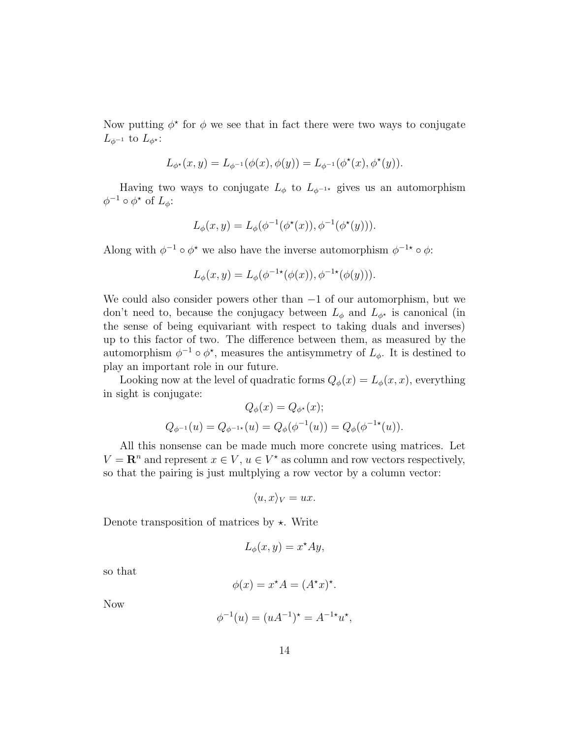Now putting $\phi^\star$ for $\phi$ we see that in fact there were two ways to conjugate $L_{\phi^{-1}}$ to $L_{\phi^\star}$:

$$L_{\phi^\star}(x,y) = L_{\phi^{-1}}(\phi(x),\phi(y)) = L_{\phi^{-1}}(\phi^\star(x),\phi^\star(y)).$$

Having two ways to conjugate $L_\phi$ to $L_{\phi^{-1\star}}$ gives us an automorphism $\phi^{-1} \circ \phi^\star$ of $L_\phi$:

$$L_\phi(x,y) = L_\phi(\phi^{-1}(\phi^\star(x)), \phi^{-1}(\phi^\star(y))).$$

Along with $\phi^{-1} \circ \phi^\star$ we also have the inverse automorphism $\phi^{-1\star} \circ \phi$:

$$L_\phi(x,y) = L_\phi(\phi^{-1\star}(\phi(x)), \phi^{-1\star}(\phi(y))).$$

We could also consider powers other than $-1$ of our automorphism, but we don't need to, because the conjugacy between $L_\phi$ and $L_{\phi^\star}$ is canonical (in the sense of being equivariant with respect to taking duals and inverses) up to this factor of two. The difference between them, as measured by the automorphism $\phi^{-1} \circ \phi^\star$, measures the antisymmetry of $L_\phi$. It is destined to play an important role in our future.

Looking now at the level of quadratic forms $Q_\phi(x) = L_\phi(x,x)$, everything in sight is conjugate:

$$Q_\phi(x) = Q_{\phi^\star}(x);$$

$$Q_{\phi^{-1}}(u) = Q_{\phi^{-1\star}}(u) = Q_\phi(\phi^{-1}(u)) = Q_\phi(\phi^{-1\star}(u)).$$

All this nonsense can be made much more concrete using matrices. Let $V = \mathbf{R}^n$ and represent $x \in V$, $u \in V^\star$ as column and row vectors respectively, so that the pairing is just multplying a row vector by a column vector:

$$\langle u, x \rangle_V = ux.$$

Denote transposition of matrices by $\star$. Write

$$L_\phi(x,y) = x^\star A y,$$

so that

$$\phi(x) = x^\star A = (A^\star x)^\star.$$

Now

$$\phi^{-1}(u) = (uA^{-1})^\star = A^{-1\star} u^\star,$$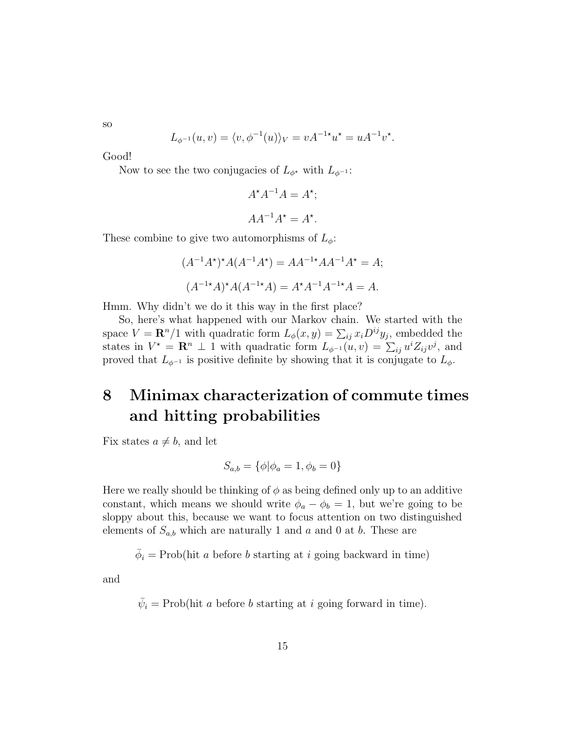so

$$L_{\phi^{-1}}(u,v) = \langle v, \phi^{-1}(u) \rangle_V = vA^{-1\star}u^\star = uA^{-1}v^\star.$$

Good!

Now to see the two conjugacies of $L_{\phi^\star}$ with $L_{\phi^{-1}}$:

$$A^\star A^{-1} A = A^\star;$$

$$AA^{-1}A^\star = A^\star.$$

These combine to give two automorphisms of $L_\phi$:

$$(A^{-1}A^\star)^\star A(A^{-1}A^\star) = AA^{-1\star}AA^{-1}A^\star = A;$$

$$(A^{-1\star}A)^\star A(A^{-1\star}A) = A^\star A^{-1}A^{-1\star}A = A.$$

Hmm. Why didn't we do it this way in the first place?

So, here's what happened with our Markov chain. We started with the space $V = \mathbf{R}^n/1$ with quadratic form $L_\phi(x,y) = \sum_{ij} x_i D^{ij} y_j$, embedded the states in $V^\star = \mathbf{R}^n \perp 1$ with quadratic form $L_{\phi^{-1}}(u,v) = \sum_{ij} u^i Z_{ij} v^j$, and proved that $L_{\phi^{-1}}$ is positive definite by showing that it is conjugate to $L_\phi$.

# 8 Minimax characterization of commute times and hitting probabilities

Fix states $a \neq b$, and let

$$S_{a,b} = \{\phi | \phi_a = 1, \phi_b = 0\}$$

Here we really should be thinking of $\phi$ as being defined only up to an additive constant, which means we should write $\phi_a - \phi_b = 1$, but we're going to be sloppy about this, because we want to focus attention on two distinguished elements of $S_{a,b}$ which are naturally 1 and $a$ and 0 at $b$. These are

$$\bar{\phi}_i = \text{Prob(hit } a \text{ before } b \text{ starting at } i \text{ going backward in time)}$$

and

$$\bar{\psi}_i = \text{Prob(hit } a \text{ before } b \text{ starting at } i \text{ going forward in time)}.$$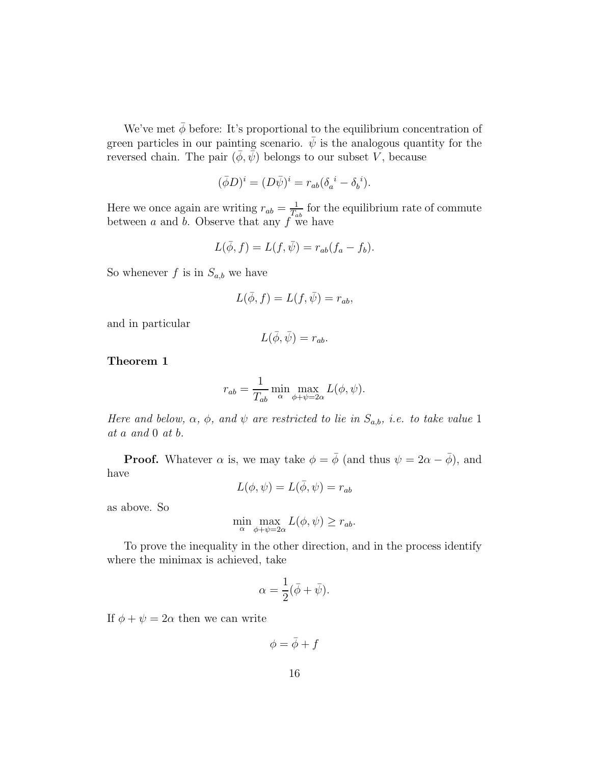We've met $\bar{\phi}$ before: It's proportional to the equilibrium concentration of green particles in our painting scenario. $\bar{\psi}$ is the analogous quantity for the reversed chain. The pair $(\bar{\phi}, \bar{\psi})$ belongs to our subset $V$, because

$$(\bar{\phi}D)^i = (D\bar{\psi})^i = r_{ab}(\delta_a{}^i - \delta_b{}^i).$$

Here we once again are writing $r_{ab} = \frac{1}{T_{ab}}$ for the equilibrium rate of commute between $a$ and $b$. Observe that any $f$ we have

$$L(\bar{\phi}, f) = L(f, \bar{\psi}) = r_{ab}(f_a - f_b).$$

So whenever $f$ is in $S_{a,b}$ we have

$$L(\bar{\phi}, f) = L(f, \bar{\psi}) = r_{ab},$$

and in particular

$$L(\bar{\phi}, \bar{\psi}) = r_{ab}.$$

**Theorem 1**

$$r_{ab} = \frac{1}{T_{ab}} \min_{\alpha} \max_{\phi+\psi=2\alpha} L(\phi, \psi).$$

*Here and below, $\alpha$, $\phi$, and $\psi$ are restricted to lie in $S_{a,b}$, i.e. to take value* 1 *at $a$ and* 0 *at $b$.*

**Proof.** Whatever $\alpha$ is, we may take $\phi = \bar{\phi}$ (and thus $\psi = 2\alpha - \bar{\phi}$), and have

$$L(\phi, \psi) = L(\bar{\phi}, \psi) = r_{ab}$$

as above. So

$$\min_{\alpha} \max_{\phi+\psi=2\alpha} L(\phi, \psi) \geq r_{ab}.$$

To prove the inequality in the other direction, and in the process identify where the minimax is achieved, take

$$\alpha = \frac{1}{2}(\bar{\phi} + \bar{\psi}).$$

If $\phi + \psi = 2\alpha$ then we can write

$$\phi = \bar{\phi} + f$$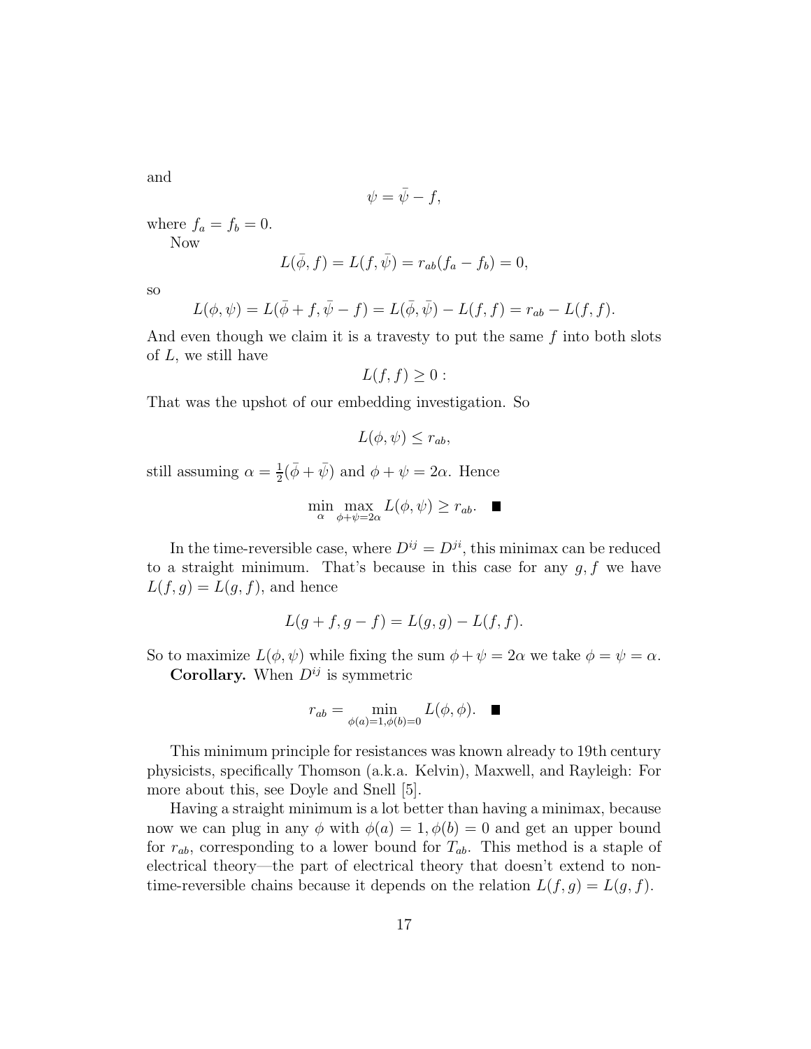and

$$\psi = \bar{\psi} - f,$$

where $f_a = f_b = 0$.

Now

$$L(\bar{\phi}, f) = L(f, \bar{\psi}) = r_{ab}(f_a - f_b) = 0,$$

so

$$L(\phi, \psi) = L(\bar{\phi} + f, \bar{\psi} - f) = L(\bar{\phi}, \bar{\psi}) - L(f, f) = r_{ab} - L(f, f).$$

And even though we claim it is a travesty to put the same $f$ into both slots of $L$, we still have

$$L(f, f) \geq 0 :$$

That was the upshot of our embedding investigation. So

$$L(\phi, \psi) \leq r_{ab},$$

still assuming $\alpha = \frac{1}{2}(\bar{\phi} + \bar{\psi})$ and $\phi + \psi = 2\alpha$. Hence

$$\min_{\alpha} \max_{\phi+\psi=2\alpha} L(\phi, \psi) \geq r_{ab}. \quad \blacksquare$$

In the time-reversible case, where $D^{ij} = D^{ji}$, this minimax can be reduced to a straight minimum. That's because in this case for any $g, f$ we have $L(f, g) = L(g, f)$, and hence

$$L(g + f, g - f) = L(g, g) - L(f, f).$$

So to maximize $L(\phi, \psi)$ while fixing the sum $\phi + \psi = 2\alpha$ we take $\phi = \psi = \alpha$.

**Corollary.** When $D^{ij}$ is symmetric

$$r_{ab} = \min_{\phi(a)=1, \phi(b)=0} L(\phi, \phi). \quad \blacksquare$$

This minimum principle for resistances was known already to 19th century physicists, specifically Thomson (a.k.a. Kelvin), Maxwell, and Rayleigh: For more about this, see Doyle and Snell [5].

Having a straight minimum is a lot better than having a minimax, because now we can plug in any $\phi$ with $\phi(a) = 1, \phi(b) = 0$ and get an upper bound for $r_{ab}$, corresponding to a lower bound for $T_{ab}$. This method is a staple of electrical theory—the part of electrical theory that doesn't extend to non-time-reversible chains because it depends on the relation $L(f, g) = L(g, f)$.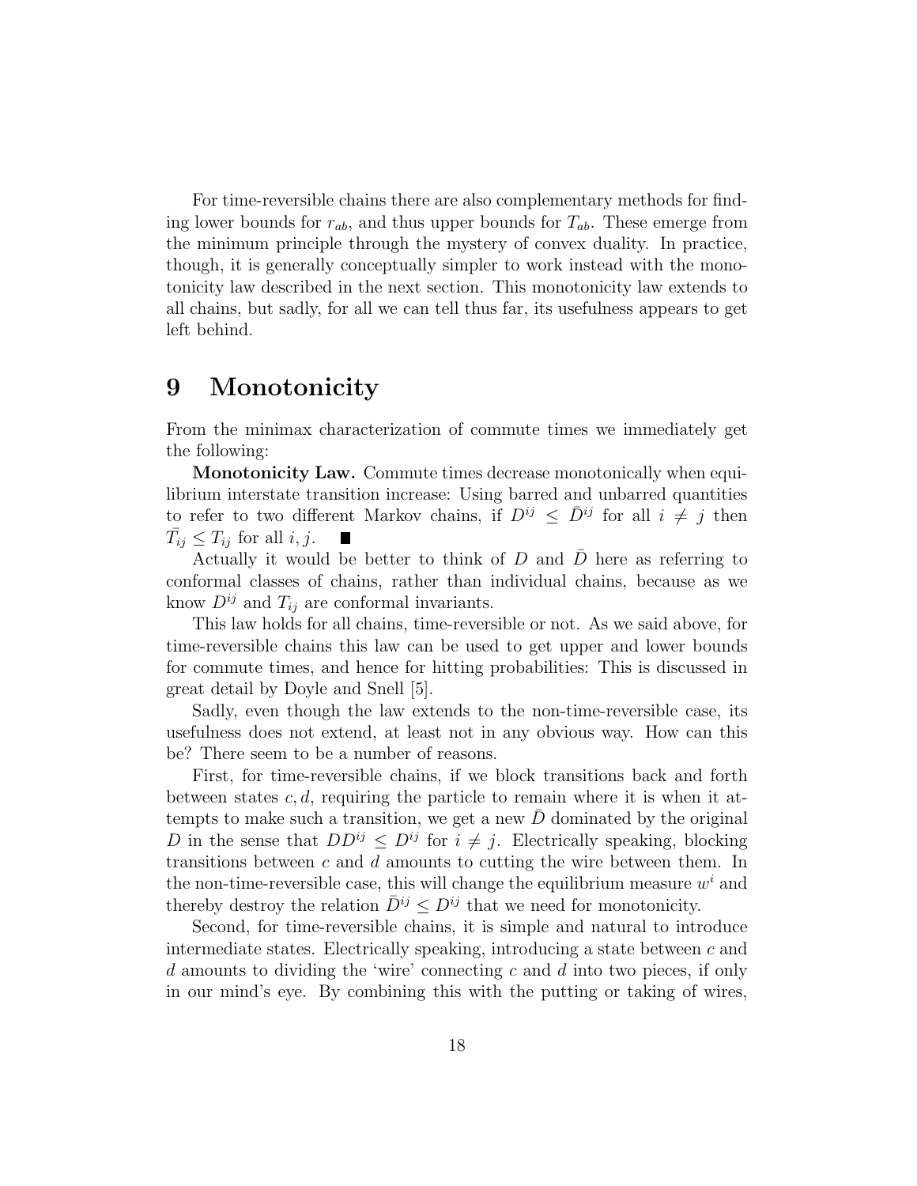For time-reversible chains there are also complementary methods for finding lower bounds for $r_{ab}$, and thus upper bounds for $T_{ab}$. These emerge from the minimum principle through the mystery of convex duality. In practice, though, it is generally conceptually simpler to work instead with the monotonicity law described in the next section. This monotonicity law extends to all chains, but sadly, for all we can tell thus far, its usefulness appears to get left behind.

# 9 Monotonicity

From the minimax characterization of commute times we immediately get the following:

**Monotonicity Law.** Commute times decrease monotonically when equilibrium interstate transition increase: Using barred and unbarred quantities to refer to two different Markov chains, if $D^{ij} \leq \bar{D}^{ij}$ for all $i \neq j$ then $\bar{T_{ij}} \leq T_{ij}$ for all $i, j$. ■

Actually it would be better to think of $D$ and $\bar{D}$ here as referring to conformal classes of chains, rather than individual chains, because as we know $D^{ij}$ and $T_{ij}$ are conformal invariants.

This law holds for all chains, time-reversible or not. As we said above, for time-reversible chains this law can be used to get upper and lower bounds for commute times, and hence for hitting probabilities: This is discussed in great detail by Doyle and Snell [5].

Sadly, even though the law extends to the non-time-reversible case, its usefulness does not extend, at least not in any obvious way. How can this be? There seem to be a number of reasons.

First, for time-reversible chains, if we block transitions back and forth between states $c, d$, requiring the particle to remain where it is when it attempts to make such a transition, we get a new $\bar{D}$ dominated by the original $D$ in the sense that $DD^{ij} \leq D^{ij}$ for $i \neq j$. Electrically speaking, blocking transitions between $c$ and $d$ amounts to cutting the wire between them. In the non-time-reversible case, this will change the equilibrium measure $w^i$ and thereby destroy the relation $\bar{D}^{ij} \leq D^{ij}$ that we need for monotonicity.

Second, for time-reversible chains, it is simple and natural to introduce intermediate states. Electrically speaking, introducing a state between $c$ and $d$ amounts to dividing the 'wire' connecting $c$ and $d$ into two pieces, if only in our mind's eye. By combining this with the putting or taking of wires,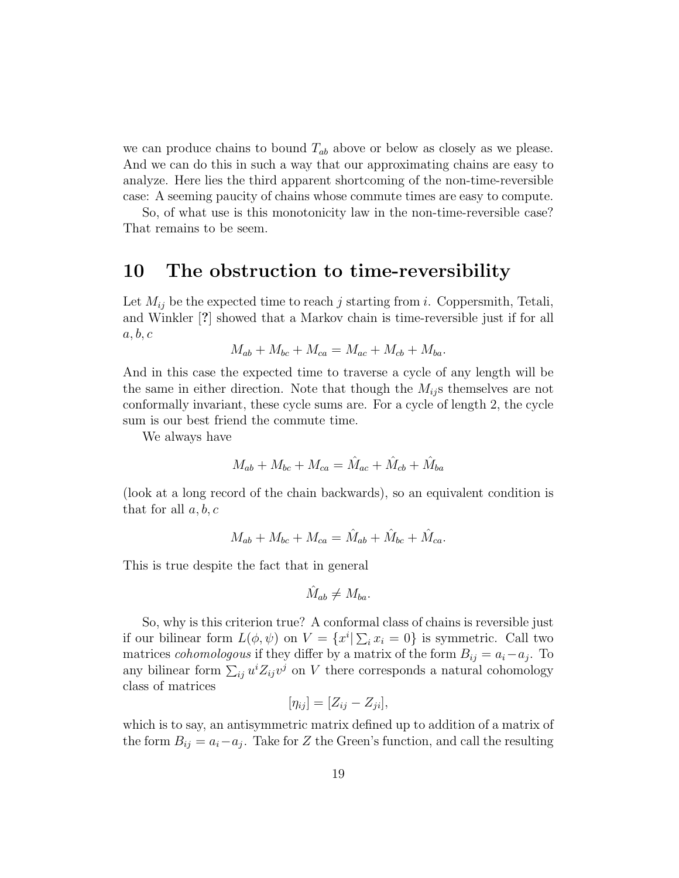we can produce chains to bound $T_{ab}$ above or below as closely as we please. And we can do this in such a way that our approximating chains are easy to analyze. Here lies the third apparent shortcoming of the non-time-reversible case: A seeming paucity of chains whose commute times are easy to compute.

So, of what use is this monotonicity law in the non-time-reversible case? That remains to be seem.

## 10 The obstruction to time-reversibility

Let $M_{ij}$ be the expected time to reach $j$ starting from $i$. Coppersmith, Tetali, and Winkler [?] showed that a Markov chain is time-reversible just if for all $a, b, c$

$$M_{ab} + M_{bc} + M_{ca} = M_{ac} + M_{cb} + M_{ba}.$$

And in this case the expected time to traverse a cycle of any length will be the same in either direction. Note that though the $M_{ij}$s themselves are not conformally invariant, these cycle sums are. For a cycle of length 2, the cycle sum is our best friend the commute time.

We always have

$$M_{ab} + M_{bc} + M_{ca} = \hat{M}_{ac} + \hat{M}_{cb} + \hat{M}_{ba}$$

(look at a long record of the chain backwards), so an equivalent condition is that for all $a, b, c$

$$M_{ab} + M_{bc} + M_{ca} = \hat{M}_{ab} + \hat{M}_{bc} + \hat{M}_{ca}.$$

This is true despite the fact that in general

$$\hat{M}_{ab} \neq M_{ba}.$$

So, why is this criterion true? A conformal class of chains is reversible just if our bilinear form $L(\phi, \psi)$ on $V = \{x^i | \sum_i x_i = 0\}$ is symmetric. Call two matrices *cohomologous* if they differ by a matrix of the form $B_{ij} = a_i - a_j$. To any bilinear form $\sum_{ij} u^i Z_{ij} v^j$ on $V$ there corresponds a natural cohomology class of matrices

$$[\eta_{ij}] = [Z_{ij} - Z_{ji}],$$

which is to say, an antisymmetric matrix defined up to addition of a matrix of the form $B_{ij} = a_i - a_j$. Take for $Z$ the Green's function, and call the resulting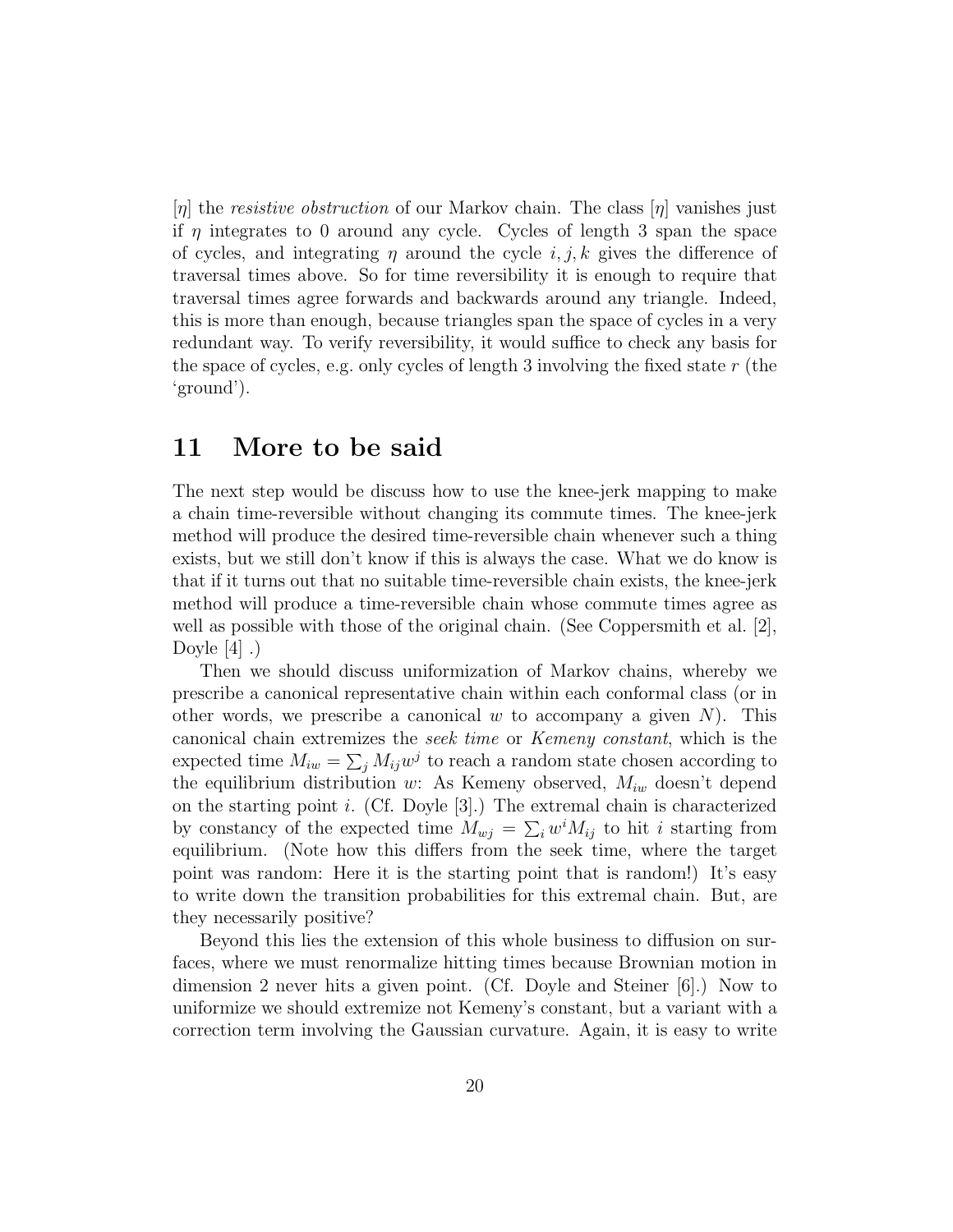$[\eta]$ the *resistive obstruction* of our Markov chain. The class $[\eta]$ vanishes just if $\eta$ integrates to 0 around any cycle. Cycles of length 3 span the space of cycles, and integrating $\eta$ around the cycle $i, j, k$ gives the difference of traversal times above. So for time reversibility it is enough to require that traversal times agree forwards and backwards around any triangle. Indeed, this is more than enough, because triangles span the space of cycles in a very redundant way. To verify reversibility, it would suffice to check any basis for the space of cycles, e.g. only cycles of length 3 involving the fixed state $r$ (the 'ground').

## 11 More to be said

The next step would be discuss how to use the knee-jerk mapping to make a chain time-reversible without changing its commute times. The knee-jerk method will produce the desired time-reversible chain whenever such a thing exists, but we still don't know if this is always the case. What we do know is that if it turns out that no suitable time-reversible chain exists, the knee-jerk method will produce a time-reversible chain whose commute times agree as well as possible with those of the original chain. (See Coppersmith et al. [2], Doyle [4] .)

Then we should discuss uniformization of Markov chains, whereby we prescribe a canonical representative chain within each conformal class (or in other words, we prescribe a canonical $w$ to accompany a given $N$). This canonical chain extremizes the *seek time* or *Kemeny constant*, which is the expected time $M_{iw} = \sum_j M_{ij} w^j$ to reach a random state chosen according to the equilibrium distribution $w$: As Kemeny observed, $M_{iw}$ doesn't depend on the starting point $i$. (Cf. Doyle [3].) The extremal chain is characterized by constancy of the expected time $M_{wj} = \sum_i w^i M_{ij}$ to hit $i$ starting from equilibrium. (Note how this differs from the seek time, where the target point was random: Here it is the starting point that is random!) It's easy to write down the transition probabilities for this extremal chain. But, are they necessarily positive?

Beyond this lies the extension of this whole business to diffusion on surfaces, where we must renormalize hitting times because Brownian motion in dimension 2 never hits a given point. (Cf. Doyle and Steiner [6].) Now to uniformize we should extremize not Kemeny's constant, but a variant with a correction term involving the Gaussian curvature. Again, it is easy to write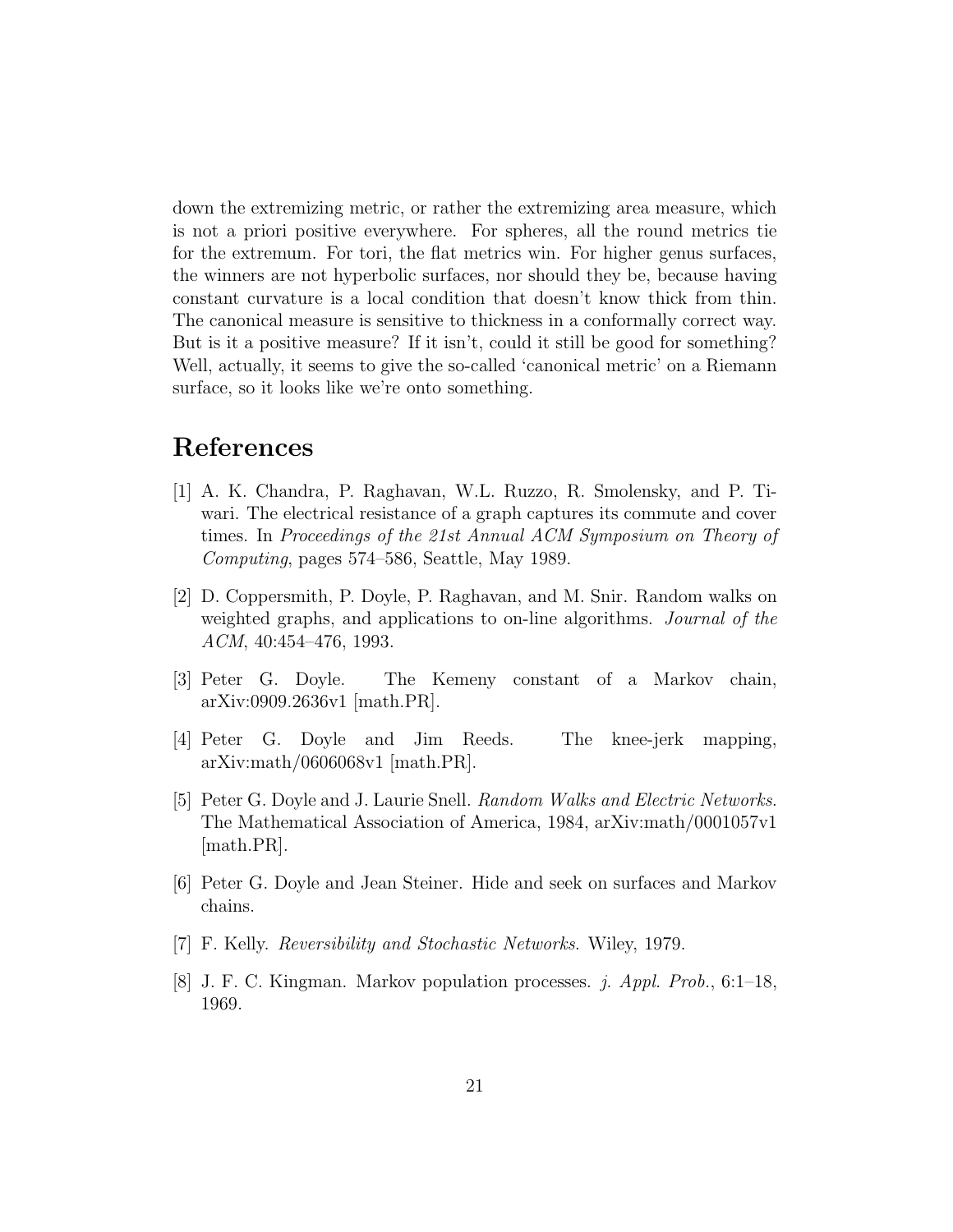down the extremizing metric, or rather the extremizing area measure, which is not a priori positive everywhere. For spheres, all the round metrics tie for the extremum. For tori, the flat metrics win. For higher genus surfaces, the winners are not hyperbolic surfaces, nor should they be, because having constant curvature is a local condition that doesn't know thick from thin. The canonical measure is sensitive to thickness in a conformally correct way. But is it a positive measure? If it isn't, could it still be good for something? Well, actually, it seems to give the so-called 'canonical metric' on a Riemann surface, so it looks like we're onto something.

## References

[1] A. K. Chandra, P. Raghavan, W.L. Ruzzo, R. Smolensky, and P. Tiwari. The electrical resistance of a graph captures its commute and cover times. In *Proceedings of the 21st Annual ACM Symposium on Theory of Computing*, pages 574–586, Seattle, May 1989.

[2] D. Coppersmith, P. Doyle, P. Raghavan, and M. Snir. Random walks on weighted graphs, and applications to on-line algorithms. *Journal of the ACM*, 40:454–476, 1993.

[3] Peter G. Doyle. The Kemeny constant of a Markov chain, arXiv:0909.2636v1 [math.PR].

[4] Peter G. Doyle and Jim Reeds. The knee-jerk mapping, arXiv:math/0606068v1 [math.PR].

[5] Peter G. Doyle and J. Laurie Snell. *Random Walks and Electric Networks*. The Mathematical Association of America, 1984, arXiv:math/0001057v1 [math.PR].

[6] Peter G. Doyle and Jean Steiner. Hide and seek on surfaces and Markov chains.

[7] F. Kelly. *Reversibility and Stochastic Networks*. Wiley, 1979.

[8] J. F. C. Kingman. Markov population processes. *j. Appl. Prob.*, 6:1–18, 1969.